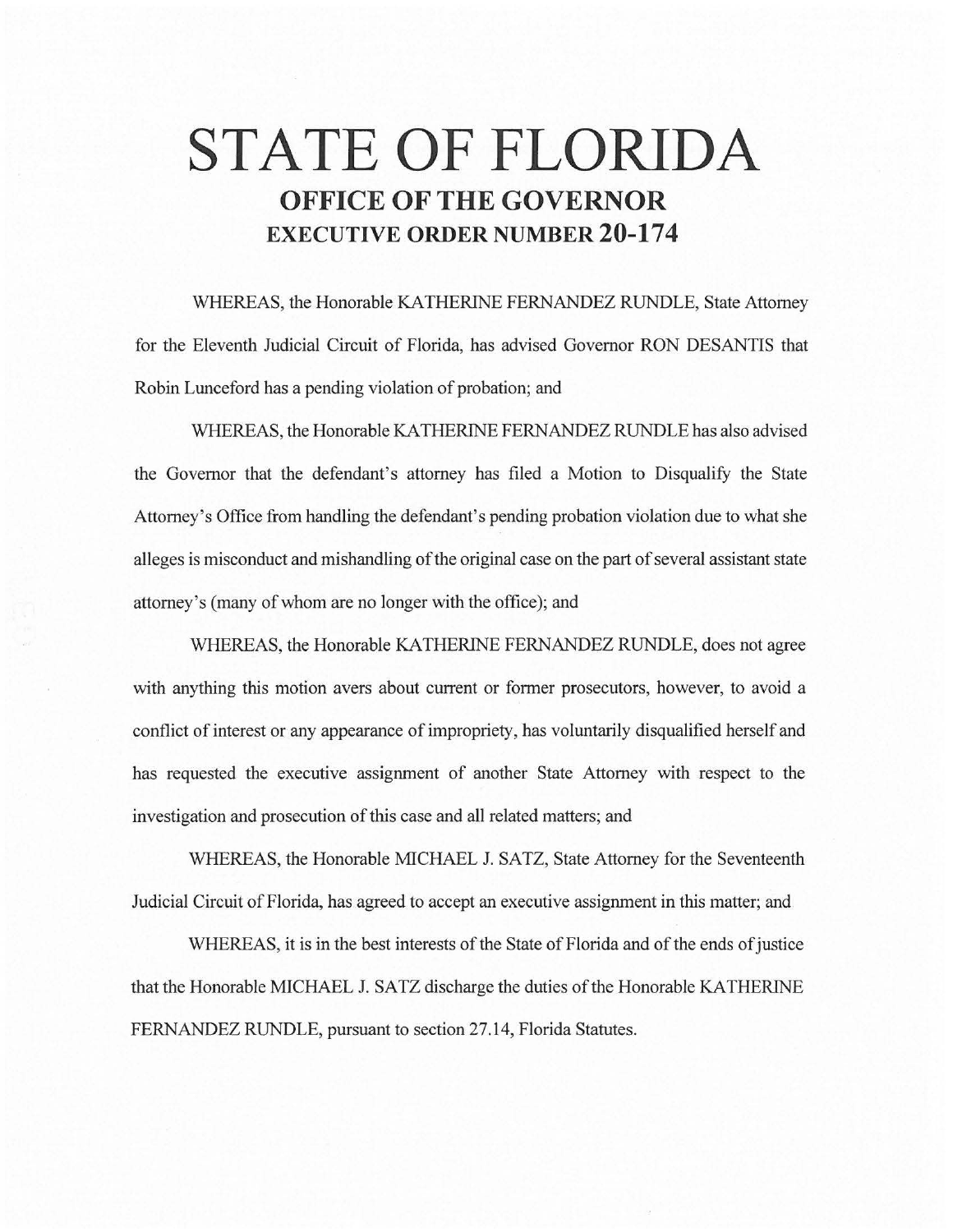# STATE OF FLORIDA

## OFFICE OF THE GOVERNOR

## EXECUTIVE ORDER NUMBER 20-174

WHEREAS, the Honorable KATHERINE FERNANDEZ RUNDLE, State Attorney for the Eleventh Judicial Circuit of Florida, has advised Governor RON DESANTIS that Robin Lunceford has a pending violation of probation; and

WHEREAS, the Honorable KATHERINE FERNANDEZ RUNDLE has also advised the Governor that the defendant's attorney has filed a Motion to Disqualify the State Attorney's Office from handling the defendant's pending probation violation due to what she alleges is misconduct and mishandling of the original case on the part of several assistant state attorney's (many of whom are no longer with the office); and

WHEREAS, the Honorable KATHERINE FERNANDEZ RUNDLE, does not agree with anything this motion avers about current or former prosecutors, however, to avoid a conflict of interest or any appearance of impropriety, has voluntarily disqualified herself and has requested the executive assignment of another State Attorney with respect to the investigation and prosecution of this case and all related matters; and

WHEREAS, the Honorable MICHAEL J. SATZ, State Attorney for the Seventeenth Judicial Circuit of Florida, has agreed to accept an executive assignment in this matter; and

WHEREAS, it is in the best interests of the State of Florida and of the ends of justice that the Honorable MICHAEL J. SATZ discharge the duties of the Honorable KATHERINE FERNANDEZ RUNDLE, pursuant to section 27.14, Florida Statutes.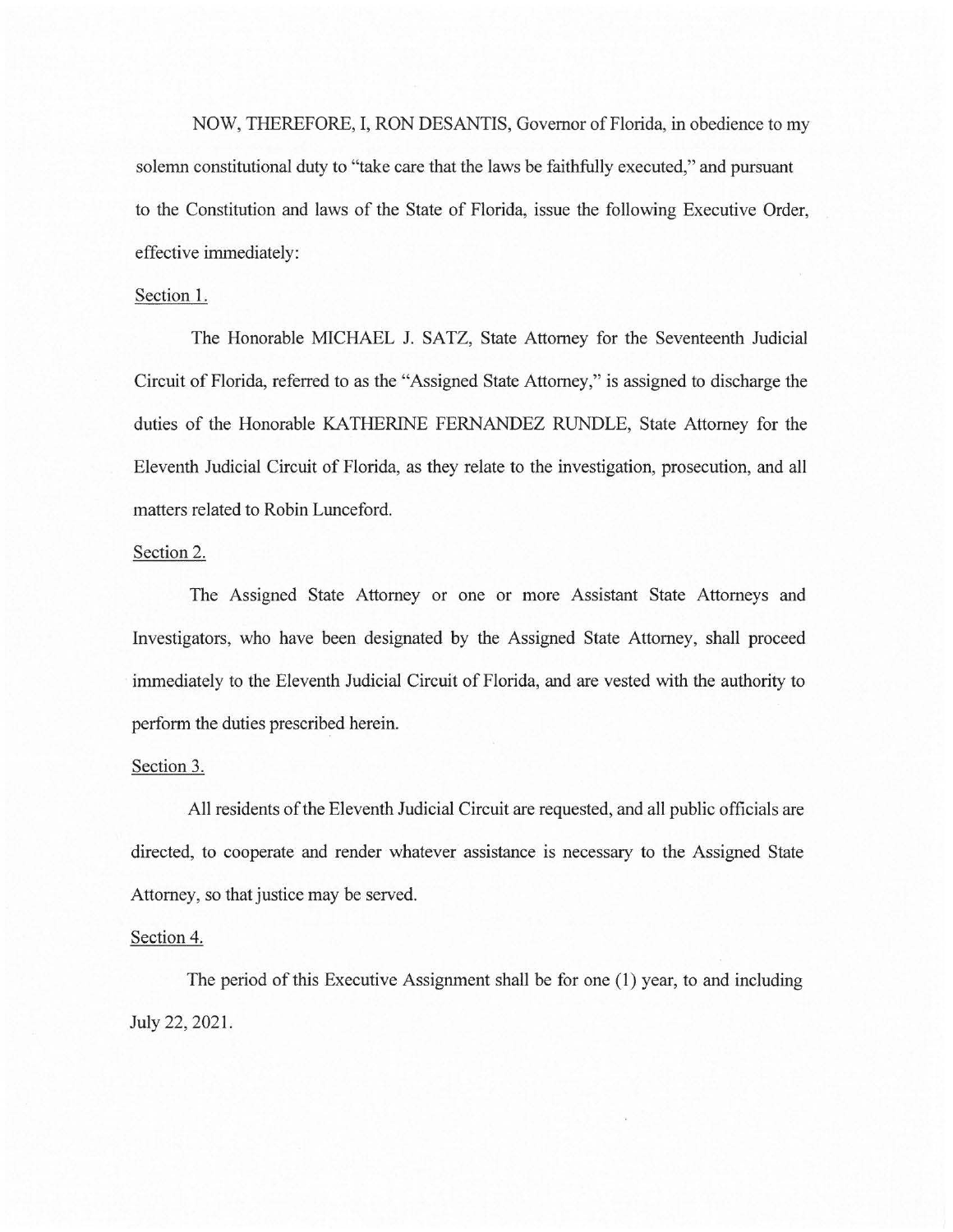NOW, THEREFORE, I, RON DESANTIS, Governor of Florida, in obedience to my solemn constitutional duty to "take care that the laws be faithfully executed," and pursuant to the Constitution and laws of the State of Florida, issue the following Executive Order, effective immediately:

Section 1.

The Honorable MICHAEL J. SATZ, State Attorney for the Seventeenth Judicial Circuit of Florida, referred to as the "Assigned State Attorney," is assigned to discharge the duties of the Honorable KATHERINE FERNANDEZ RUNDLE, State Attorney for the Eleventh Judicial Circuit of Florida, as they relate to the investigation, prosecution, and all matters related to Robin Lunceford.

Section 2.

The Assigned State Attorney or one or more Assistant State Attorneys and Investigators, who have been designated by the Assigned State Attorney, shall proceed immediately to the Eleventh Judicial Circuit of Florida, and are vested with the authority to perform the duties prescribed herein.

Section 3.

All residents of the Eleventh Judicial Circuit are requested, and all public officials are directed, to cooperate and render whatever assistance is necessary to the Assigned State Attorney, so that justice may be served.

Section 4.

The period of this Executive Assignment shall be for one (1) year, to and including July 22, 2021.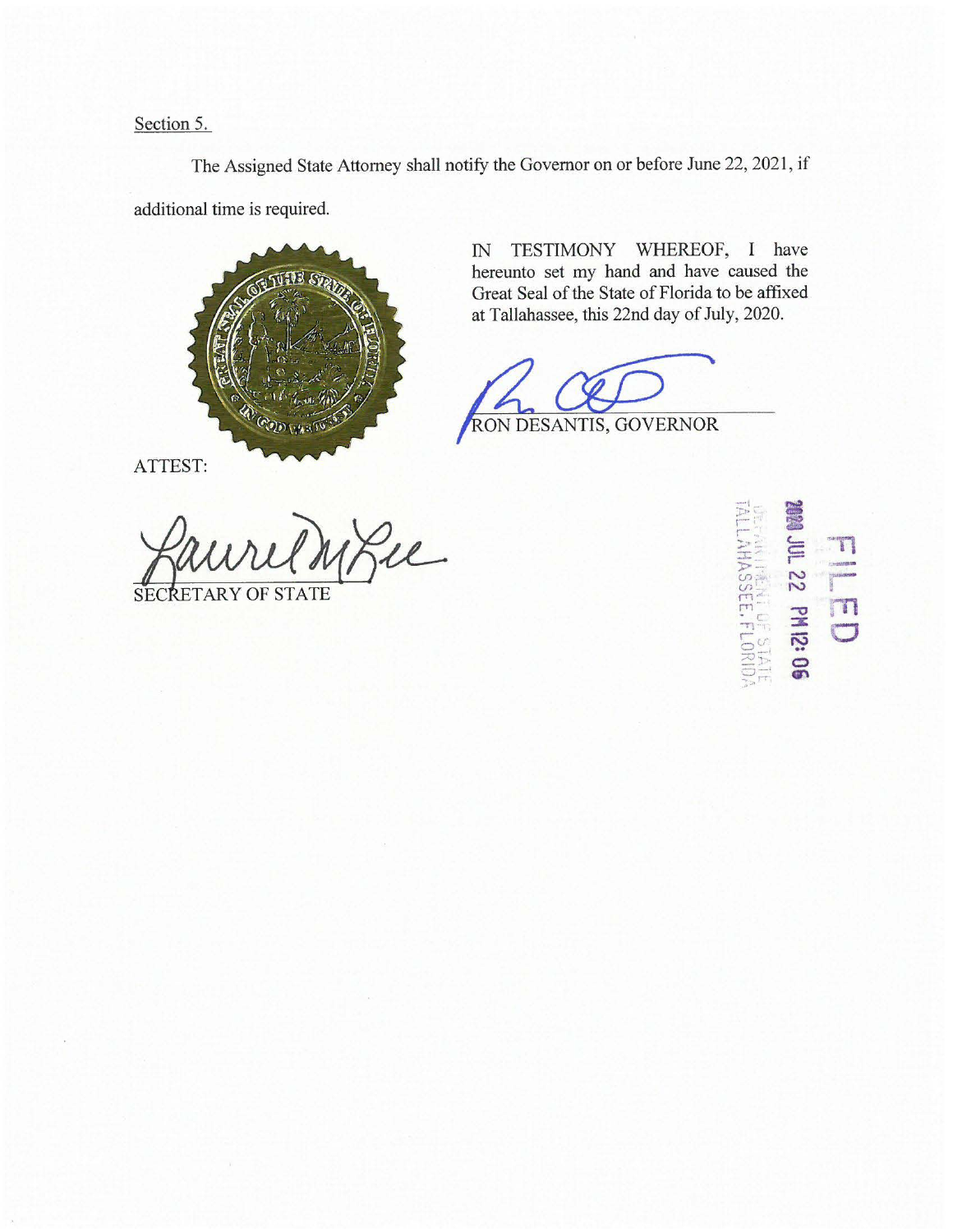Section 5.

The Assigned State Attorney shall notify the Governor on or before June 22, 2021, if additional time is required.

IN TESTIMONY WHEREOF, I have hereunto set my hand and have caused the Great Seal of the State of Florida to be affixed at Tallahassee, this 22nd day of July, 2020.

RON DESANTIS, GOVERNOR

ATTEST:

SECRETARY OF STATE

FILED
2020 JUL 22 PM 12:06
DEPARTMENT OF STATE
TALLAHASSEE, FLORIDA